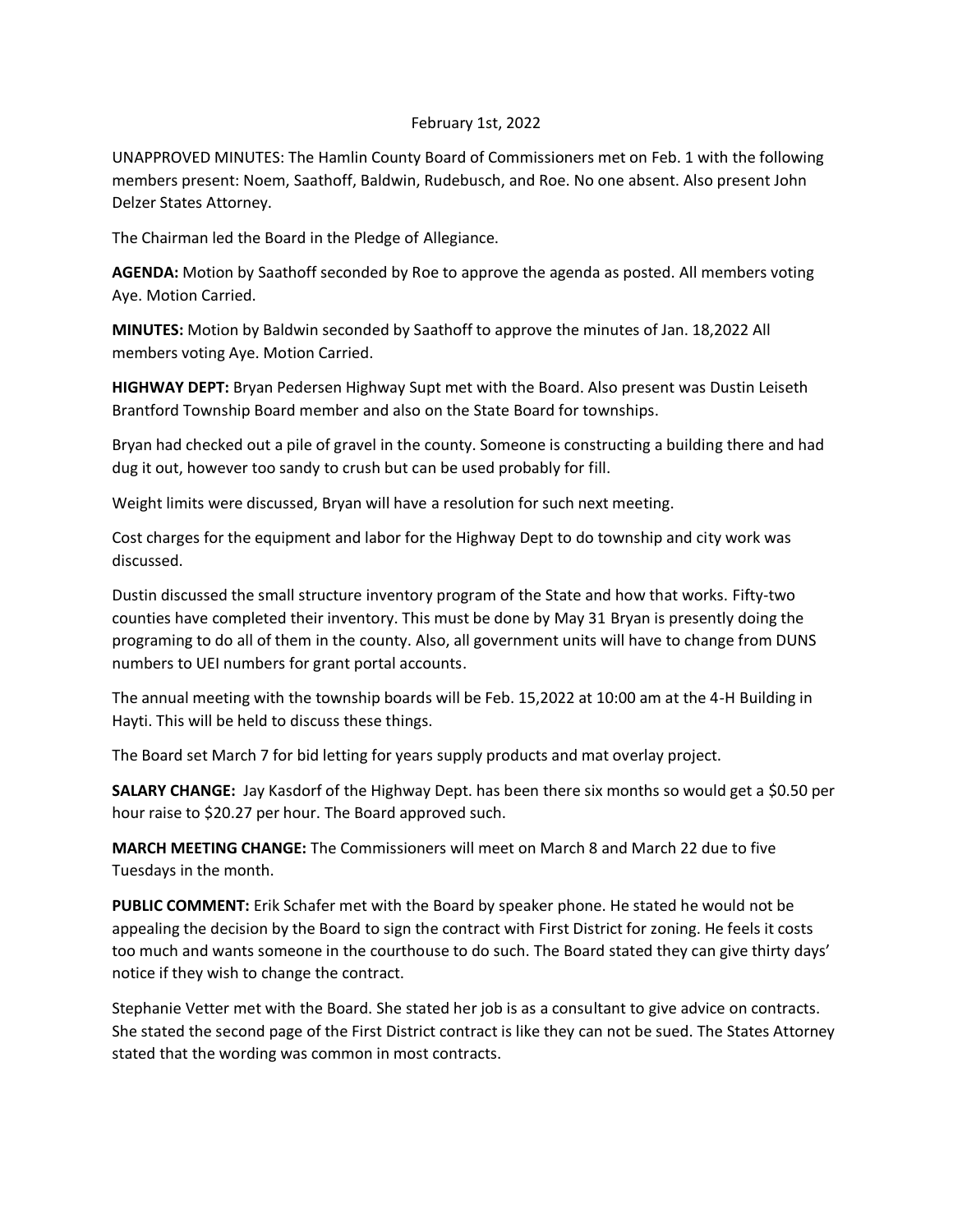February 1st, 2022

UNAPPROVED MINUTES: The Hamlin County Board of Commissioners met on Feb. 1 with the following members present: Noem, Saathoff, Baldwin, Rudebusch, and Roe. No one absent. Also present John Delzer States Attorney.

The Chairman led the Board in the Pledge of Allegiance.

**AGENDA:** Motion by Saathoff seconded by Roe to approve the agenda as posted. All members voting Aye. Motion Carried.

**MINUTES:** Motion by Baldwin seconded by Saathoff to approve the minutes of Jan. 18,2022 All members voting Aye. Motion Carried.

**HIGHWAY DEPT:** Bryan Pedersen Highway Supt met with the Board. Also present was Dustin Leiseth Brantford Township Board member and also on the State Board for townships.

Bryan had checked out a pile of gravel in the county. Someone is constructing a building there and had dug it out, however too sandy to crush but can be used probably for fill.

Weight limits were discussed, Bryan will have a resolution for such next meeting.

Cost charges for the equipment and labor for the Highway Dept to do township and city work was discussed.

Dustin discussed the small structure inventory program of the State and how that works. Fifty-two counties have completed their inventory. This must be done by May 31 Bryan is presently doing the programing to do all of them in the county. Also, all government units will have to change from DUNS numbers to UEI numbers for grant portal accounts.

The annual meeting with the township boards will be Feb. 15,2022 at 10:00 am at the 4-H Building in Hayti. This will be held to discuss these things.

The Board set March 7 for bid letting for years supply products and mat overlay project.

**SALARY CHANGE:** Jay Kasdorf of the Highway Dept. has been there six months so would get a $0.50 per hour raise to $20.27 per hour. The Board approved such.

**MARCH MEETING CHANGE:** The Commissioners will meet on March 8 and March 22 due to five Tuesdays in the month.

**PUBLIC COMMENT:** Erik Schafer met with the Board by speaker phone. He stated he would not be appealing the decision by the Board to sign the contract with First District for zoning. He feels it costs too much and wants someone in the courthouse to do such. The Board stated they can give thirty days' notice if they wish to change the contract.

Stephanie Vetter met with the Board. She stated her job is as a consultant to give advice on contracts. She stated the second page of the First District contract is like they can not be sued. The States Attorney stated that the wording was common in most contracts.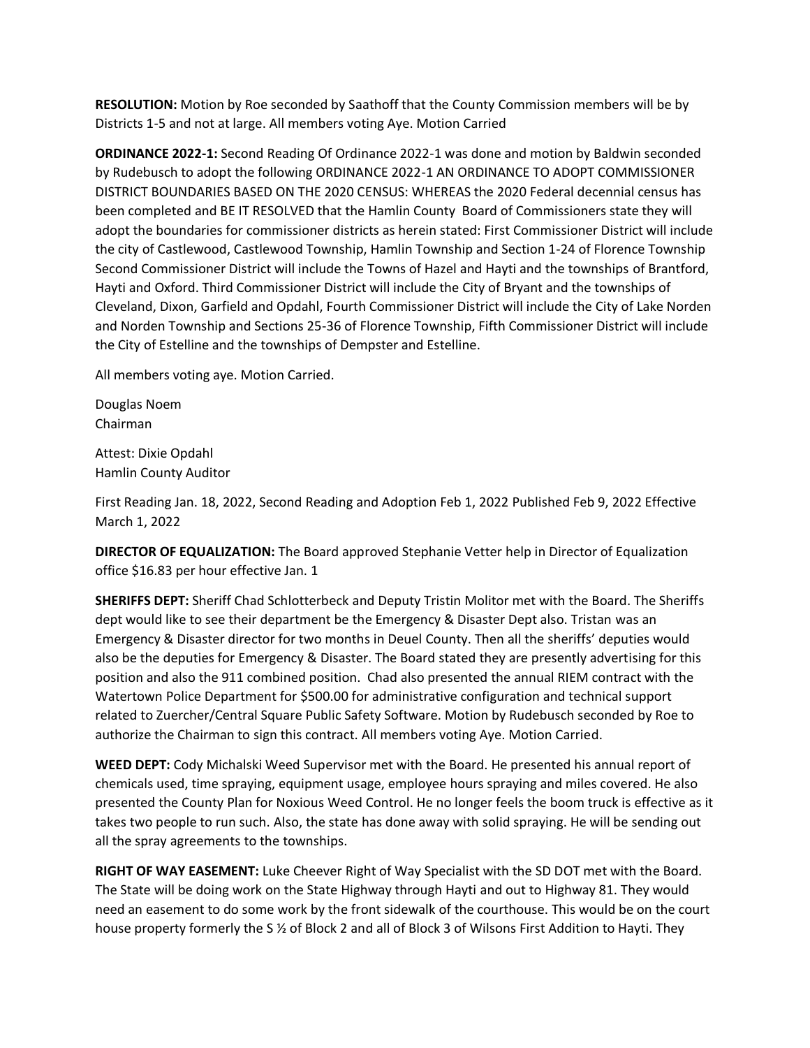**RESOLUTION:** Motion by Roe seconded by Saathoff that the County Commission members will be by Districts 1-5 and not at large. All members voting Aye. Motion Carried

**ORDINANCE 2022-1:** Second Reading Of Ordinance 2022-1 was done and motion by Baldwin seconded by Rudebusch to adopt the following ORDINANCE 2022-1 AN ORDINANCE TO ADOPT COMMISSIONER DISTRICT BOUNDARIES BASED ON THE 2020 CENSUS: WHEREAS the 2020 Federal decennial census has been completed and BE IT RESOLVED that the Hamlin County Board of Commissioners state they will adopt the boundaries for commissioner districts as herein stated: First Commissioner District will include the city of Castlewood, Castlewood Township, Hamlin Township and Section 1-24 of Florence Township Second Commissioner District will include the Towns of Hazel and Hayti and the townships of Brantford, Hayti and Oxford. Third Commissioner District will include the City of Bryant and the townships of Cleveland, Dixon, Garfield and Opdahl, Fourth Commissioner District will include the City of Lake Norden and Norden Township and Sections 25-36 of Florence Township, Fifth Commissioner District will include the City of Estelline and the townships of Dempster and Estelline.

All members voting aye. Motion Carried.

Douglas Noem
Chairman

Attest: Dixie Opdahl
Hamlin County Auditor

First Reading Jan. 18, 2022, Second Reading and Adoption Feb 1, 2022 Published Feb 9, 2022 Effective March 1, 2022

**DIRECTOR OF EQUALIZATION:** The Board approved Stephanie Vetter help in Director of Equalization office $16.83 per hour effective Jan. 1

**SHERIFFS DEPT:** Sheriff Chad Schlotterbeck and Deputy Tristin Molitor met with the Board. The Sheriffs dept would like to see their department be the Emergency & Disaster Dept also. Tristan was an Emergency & Disaster director for two months in Deuel County. Then all the sheriffs' deputies would also be the deputies for Emergency & Disaster. The Board stated they are presently advertising for this position and also the 911 combined position. Chad also presented the annual RIEM contract with the Watertown Police Department for $500.00 for administrative configuration and technical support related to Zuercher/Central Square Public Safety Software. Motion by Rudebusch seconded by Roe to authorize the Chairman to sign this contract. All members voting Aye. Motion Carried.

**WEED DEPT:** Cody Michalski Weed Supervisor met with the Board. He presented his annual report of chemicals used, time spraying, equipment usage, employee hours spraying and miles covered. He also presented the County Plan for Noxious Weed Control. He no longer feels the boom truck is effective as it takes two people to run such. Also, the state has done away with solid spraying. He will be sending out all the spray agreements to the townships.

**RIGHT OF WAY EASEMENT:** Luke Cheever Right of Way Specialist with the SD DOT met with the Board. The State will be doing work on the State Highway through Hayti and out to Highway 81. They would need an easement to do some work by the front sidewalk of the courthouse. This would be on the court house property formerly the S ½ of Block 2 and all of Block 3 of Wilsons First Addition to Hayti. They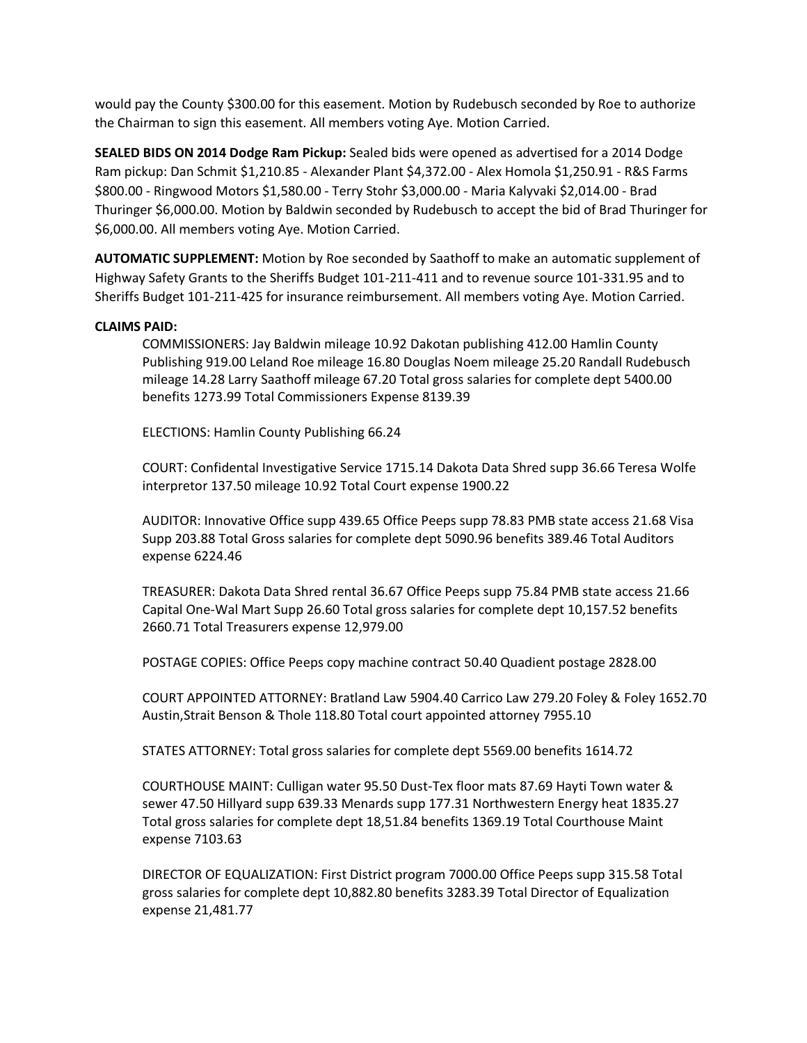would pay the County $300.00 for this easement. Motion by Rudebusch seconded by Roe to authorize the Chairman to sign this easement. All members voting Aye. Motion Carried.

**SEALED BIDS ON 2014 Dodge Ram Pickup:** Sealed bids were opened as advertised for a 2014 Dodge Ram pickup: Dan Schmit $1,210.85 - Alexander Plant $4,372.00 - Alex Homola $1,250.91 - R&S Farms $800.00 - Ringwood Motors $1,580.00 - Terry Stohr $3,000.00 - Maria Kalyvaki $2,014.00 - Brad Thuringer $6,000.00. Motion by Baldwin seconded by Rudebusch to accept the bid of Brad Thuringer for $6,000.00. All members voting Aye. Motion Carried.

**AUTOMATIC SUPPLEMENT:** Motion by Roe seconded by Saathoff to make an automatic supplement of Highway Safety Grants to the Sheriffs Budget 101-211-411 and to revenue source 101-331.95 and to Sheriffs Budget 101-211-425 for insurance reimbursement. All members voting Aye. Motion Carried.

**CLAIMS PAID:**

COMMISSIONERS: Jay Baldwin mileage 10.92 Dakotan publishing 412.00 Hamlin County Publishing 919.00 Leland Roe mileage 16.80 Douglas Noem mileage 25.20 Randall Rudebusch mileage 14.28 Larry Saathoff mileage 67.20 Total gross salaries for complete dept 5400.00 benefits 1273.99 Total Commissioners Expense 8139.39

ELECTIONS: Hamlin County Publishing 66.24

COURT: Confidental Investigative Service 1715.14 Dakota Data Shred supp 36.66 Teresa Wolfe interpretor 137.50 mileage 10.92 Total Court expense 1900.22

AUDITOR: Innovative Office supp 439.65 Office Peeps supp 78.83 PMB state access 21.68 Visa Supp 203.88 Total Gross salaries for complete dept 5090.96 benefits 389.46 Total Auditors expense 6224.46

TREASURER: Dakota Data Shred rental 36.67 Office Peeps supp 75.84 PMB state access 21.66 Capital One-Wal Mart Supp 26.60 Total gross salaries for complete dept 10,157.52 benefits 2660.71 Total Treasurers expense 12,979.00

POSTAGE COPIES: Office Peeps copy machine contract 50.40 Quadient postage 2828.00

COURT APPOINTED ATTORNEY: Bratland Law 5904.40 Carrico Law 279.20 Foley & Foley 1652.70 Austin,Strait Benson & Thole 118.80 Total court appointed attorney 7955.10

STATES ATTORNEY: Total gross salaries for complete dept 5569.00 benefits 1614.72

COURTHOUSE MAINT: Culligan water 95.50 Dust-Tex floor mats 87.69 Hayti Town water & sewer 47.50 Hillyard supp 639.33 Menards supp 177.31 Northwestern Energy heat 1835.27 Total gross salaries for complete dept 18,51.84 benefits 1369.19 Total Courthouse Maint expense 7103.63

DIRECTOR OF EQUALIZATION: First District program 7000.00 Office Peeps supp 315.58 Total gross salaries for complete dept 10,882.80 benefits 3283.39 Total Director of Equalization expense 21,481.77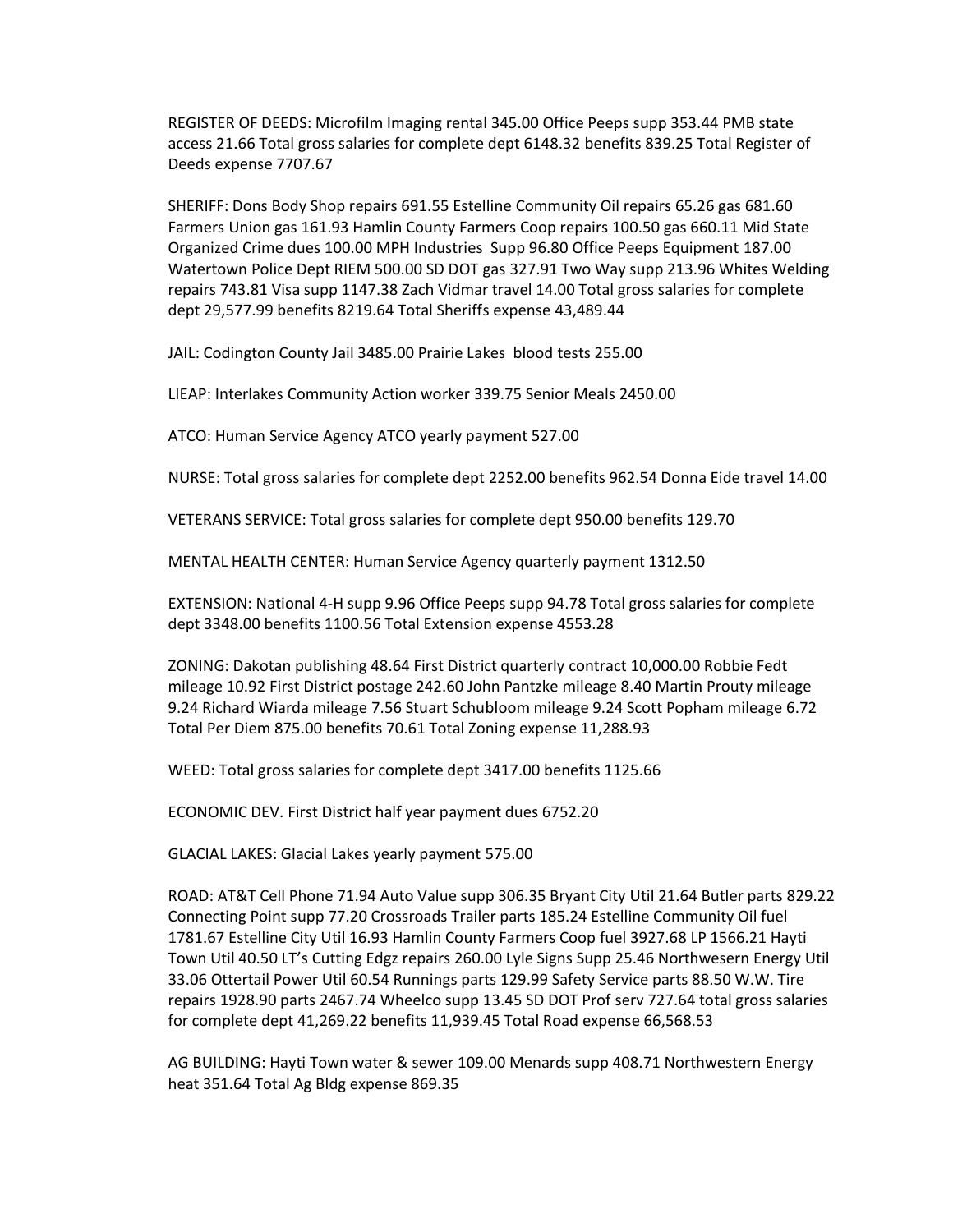REGISTER OF DEEDS: Microfilm Imaging rental 345.00 Office Peeps supp 353.44 PMB state access 21.66 Total gross salaries for complete dept 6148.32 benefits 839.25 Total Register of Deeds expense 7707.67

SHERIFF: Dons Body Shop repairs 691.55 Estelline Community Oil repairs 65.26 gas 681.60 Farmers Union gas 161.93 Hamlin County Farmers Coop repairs 100.50 gas 660.11 Mid State Organized Crime dues 100.00 MPH Industries Supp 96.80 Office Peeps Equipment 187.00 Watertown Police Dept RIEM 500.00 SD DOT gas 327.91 Two Way supp 213.96 Whites Welding repairs 743.81 Visa supp 1147.38 Zach Vidmar travel 14.00 Total gross salaries for complete dept 29,577.99 benefits 8219.64 Total Sheriffs expense 43,489.44

JAIL: Codington County Jail 3485.00 Prairie Lakes blood tests 255.00

LIEAP: Interlakes Community Action worker 339.75 Senior Meals 2450.00

ATCO: Human Service Agency ATCO yearly payment 527.00

NURSE: Total gross salaries for complete dept 2252.00 benefits 962.54 Donna Eide travel 14.00

VETERANS SERVICE: Total gross salaries for complete dept 950.00 benefits 129.70

MENTAL HEALTH CENTER: Human Service Agency quarterly payment 1312.50

EXTENSION: National 4-H supp 9.96 Office Peeps supp 94.78 Total gross salaries for complete dept 3348.00 benefits 1100.56 Total Extension expense 4553.28

ZONING: Dakotan publishing 48.64 First District quarterly contract 10,000.00 Robbie Fedt mileage 10.92 First District postage 242.60 John Pantzke mileage 8.40 Martin Prouty mileage 9.24 Richard Wiarda mileage 7.56 Stuart Schubloom mileage 9.24 Scott Popham mileage 6.72 Total Per Diem 875.00 benefits 70.61 Total Zoning expense 11,288.93

WEED: Total gross salaries for complete dept 3417.00 benefits 1125.66

ECONOMIC DEV. First District half year payment dues 6752.20

GLACIAL LAKES: Glacial Lakes yearly payment 575.00

ROAD: AT&T Cell Phone 71.94 Auto Value supp 306.35 Bryant City Util 21.64 Butler parts 829.22 Connecting Point supp 77.20 Crossroads Trailer parts 185.24 Estelline Community Oil fuel 1781.67 Estelline City Util 16.93 Hamlin County Farmers Coop fuel 3927.68 LP 1566.21 Hayti Town Util 40.50 LT's Cutting Edgz repairs 260.00 Lyle Signs Supp 25.46 Northwesern Energy Util 33.06 Ottertail Power Util 60.54 Runnings parts 129.99 Safety Service parts 88.50 W.W. Tire repairs 1928.90 parts 2467.74 Wheelco supp 13.45 SD DOT Prof serv 727.64 total gross salaries for complete dept 41,269.22 benefits 11,939.45 Total Road expense 66,568.53

AG BUILDING: Hayti Town water & sewer 109.00 Menards supp 408.71 Northwestern Energy heat 351.64 Total Ag Bldg expense 869.35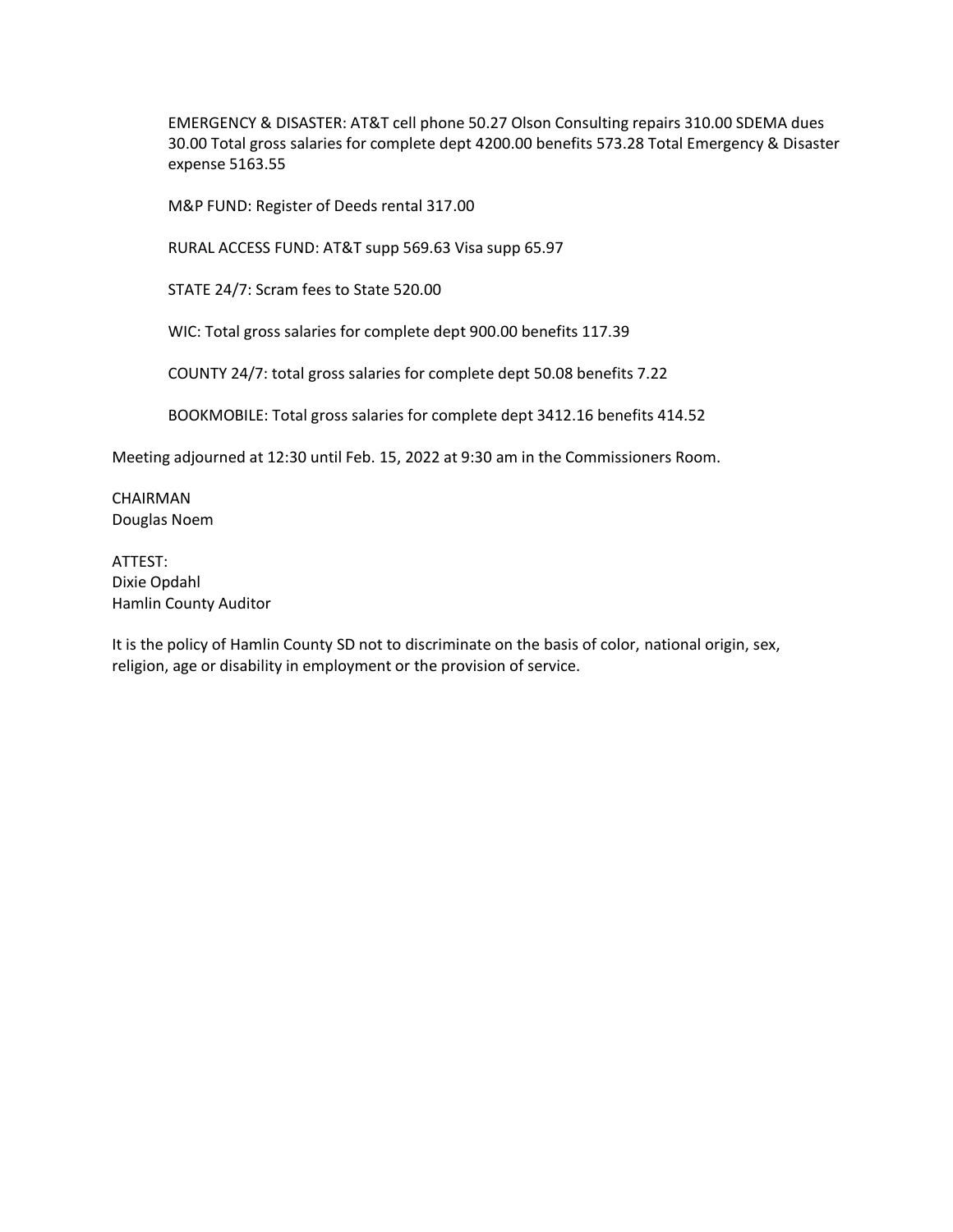EMERGENCY & DISASTER: AT&T cell phone 50.27 Olson Consulting repairs 310.00 SDEMA dues 30.00 Total gross salaries for complete dept 4200.00 benefits 573.28 Total Emergency & Disaster expense 5163.55

M&P FUND: Register of Deeds rental 317.00

RURAL ACCESS FUND: AT&T supp 569.63 Visa supp 65.97

STATE 24/7: Scram fees to State 520.00

WIC: Total gross salaries for complete dept 900.00 benefits 117.39

COUNTY 24/7: total gross salaries for complete dept 50.08 benefits 7.22

BOOKMOBILE: Total gross salaries for complete dept 3412.16 benefits 414.52

Meeting adjourned at 12:30 until Feb. 15, 2022 at 9:30 am in the Commissioners Room.

CHAIRMAN
Douglas Noem

ATTEST:
Dixie Opdahl
Hamlin County Auditor

It is the policy of Hamlin County SD not to discriminate on the basis of color, national origin, sex, religion, age or disability in employment or the provision of service.